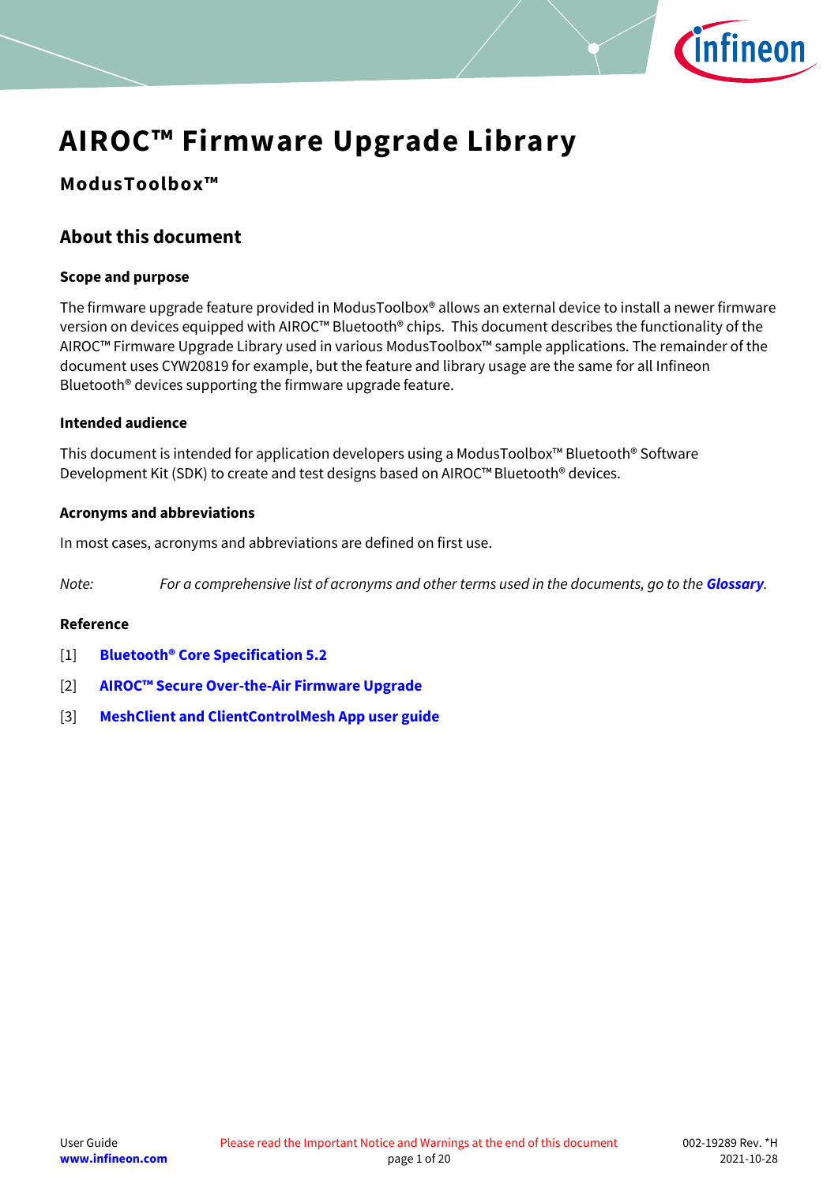# AIROC™ Firmware Upgrade Library

## ModusToolbox™

## About this document

### Scope and purpose

The firmware upgrade feature provided in ModusToolbox® allows an external device to install a newer firmware version on devices equipped with AIROC™ Bluetooth® chips. This document describes the functionality of the AIROC™ Firmware Upgrade Library used in various ModusToolbox™ sample applications. The remainder of the document uses CYW20819 for example, but the feature and library usage are the same for all Infineon Bluetooth® devices supporting the firmware upgrade feature.

### Intended audience

This document is intended for application developers using a ModusToolbox™ Bluetooth® Software Development Kit (SDK) to create and test designs based on AIROC™ Bluetooth® devices.

### Acronyms and abbreviations

In most cases, acronyms and abbreviations are defined on first use.

*Note: For a comprehensive list of acronyms and other terms used in the documents, go to the* ***Glossary****.*

### Reference

[1] **Bluetooth® Core Specification 5.2**

[2] **AIROC™ Secure Over-the-Air Firmware Upgrade**

[3] **MeshClient and ClientControlMesh App user guide**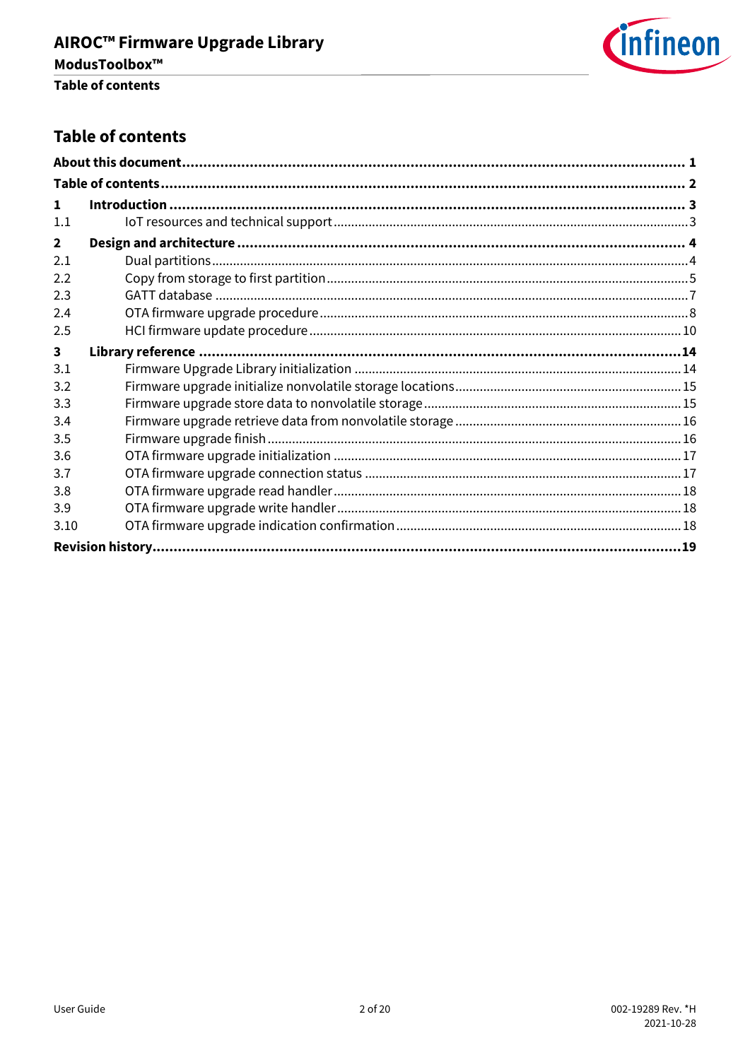# Table of contents

**About this document** .......... **1**

**Table of contents** .......... **2**

**1 Introduction** .......... **3**

1.1 IoT resources and technical support .......... 3

**2 Design and architecture** .......... **4**

2.1 Dual partitions .......... 4

2.2 Copy from storage to first partition .......... 5

2.3 GATT database .......... 7

2.4 OTA firmware upgrade procedure .......... 8

2.5 HCI firmware update procedure .......... 10

**3 Library reference** .......... **14**

3.1 Firmware Upgrade Library initialization .......... 14

3.2 Firmware upgrade initialize nonvolatile storage locations .......... 15

3.3 Firmware upgrade store data to nonvolatile storage .......... 15

3.4 Firmware upgrade retrieve data from nonvolatile storage .......... 16

3.5 Firmware upgrade finish .......... 16

3.6 OTA firmware upgrade initialization .......... 17

3.7 OTA firmware upgrade connection status .......... 17

3.8 OTA firmware upgrade read handler .......... 18

3.9 OTA firmware upgrade write handler .......... 18

3.10 OTA firmware upgrade indication confirmation .......... 18

**Revision history** .......... **19**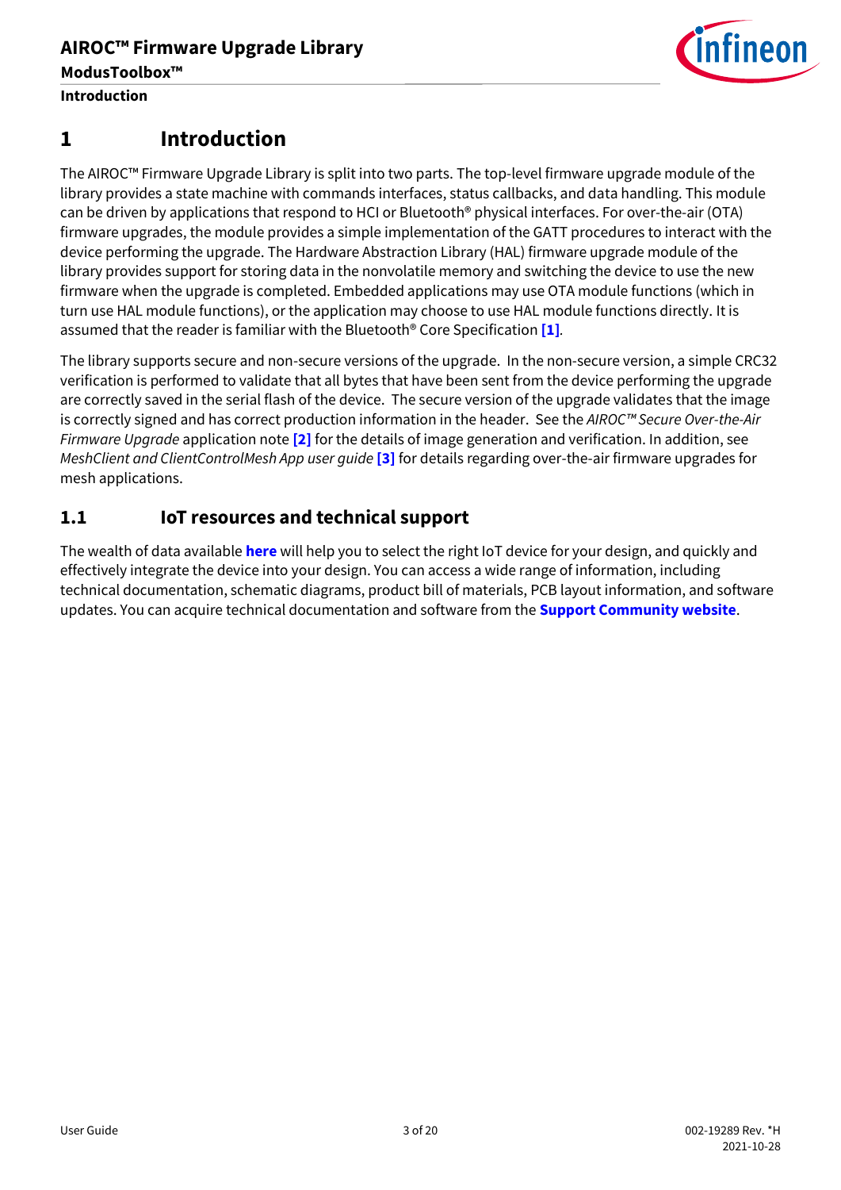# 1 Introduction

The AIROC™ Firmware Upgrade Library is split into two parts. The top-level firmware upgrade module of the library provides a state machine with commands interfaces, status callbacks, and data handling. This module can be driven by applications that respond to HCI or Bluetooth® physical interfaces. For over-the-air (OTA) firmware upgrades, the module provides a simple implementation of the GATT procedures to interact with the device performing the upgrade. The Hardware Abstraction Library (HAL) firmware upgrade module of the library provides support for storing data in the nonvolatile memory and switching the device to use the new firmware when the upgrade is completed. Embedded applications may use OTA module functions (which in turn use HAL module functions), or the application may choose to use HAL module functions directly. It is assumed that the reader is familiar with the Bluetooth® Core Specification **[1]**.

The library supports secure and non-secure versions of the upgrade. In the non-secure version, a simple CRC32 verification is performed to validate that all bytes that have been sent from the device performing the upgrade are correctly saved in the serial flash of the device. The secure version of the upgrade validates that the image is correctly signed and has correct production information in the header. See the *AIROC™ Secure Over-the-Air Firmware Upgrade* application note **[2]** for the details of image generation and verification. In addition, see *MeshClient and ClientControlMesh App user guide* **[3]** for details regarding over-the-air firmware upgrades for mesh applications.

## 1.1 IoT resources and technical support

The wealth of data available **here** will help you to select the right IoT device for your design, and quickly and effectively integrate the device into your design. You can access a wide range of information, including technical documentation, schematic diagrams, product bill of materials, PCB layout information, and software updates. You can acquire technical documentation and software from the **Support Community website**.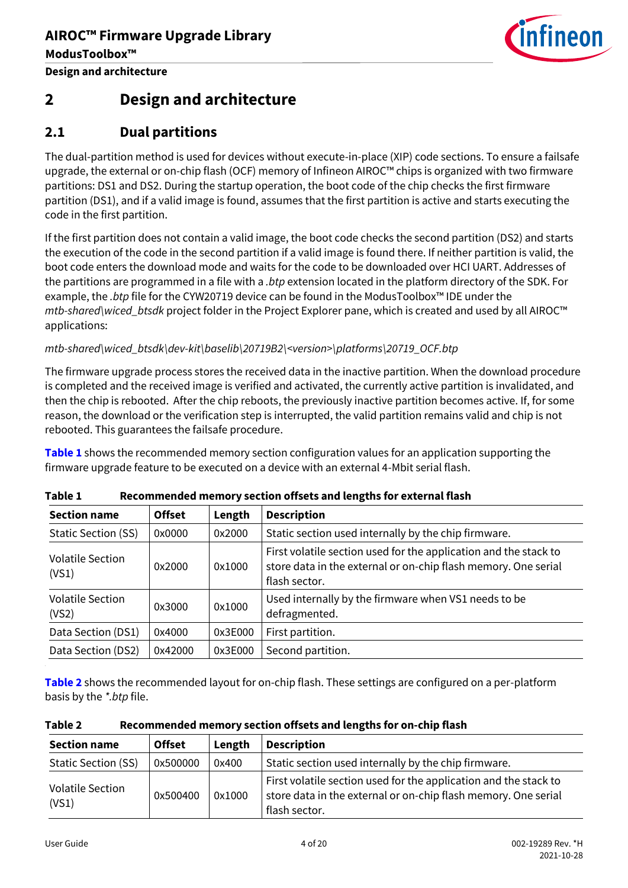# 2 Design and architecture

## 2.1 Dual partitions

The dual-partition method is used for devices without execute-in-place (XIP) code sections. To ensure a failsafe upgrade, the external or on-chip flash (OCF) memory of Infineon AIROC™ chips is organized with two firmware partitions: DS1 and DS2. During the startup operation, the boot code of the chip checks the first firmware partition (DS1), and if a valid image is found, assumes that the first partition is active and starts executing the code in the first partition.

If the first partition does not contain a valid image, the boot code checks the second partition (DS2) and starts the execution of the code in the second partition if a valid image is found there. If neither partition is valid, the boot code enters the download mode and waits for the code to be downloaded over HCI UART. Addresses of the partitions are programmed in a file with a *.btp* extension located in the platform directory of the SDK. For example, the *.btp* file for the CYW20719 device can be found in the ModusToolbox™ IDE under the *mtb-shared\wiced_btsdk* project folder in the Project Explorer pane, which is created and used by all AIROC™ applications:

*mtb-shared\wiced_btsdk\dev-kit\baselib\20719B2\<version>\platforms\20719_OCF.btp*

The firmware upgrade process stores the received data in the inactive partition. When the download procedure is completed and the received image is verified and activated, the currently active partition is invalidated, and then the chip is rebooted. After the chip reboots, the previously inactive partition becomes active. If, for some reason, the download or the verification step is interrupted, the valid partition remains valid and chip is not rebooted. This guarantees the failsafe procedure.

**Table 1** shows the recommended memory section configuration values for an application supporting the firmware upgrade feature to be executed on a device with an external 4-Mbit serial flash.

**Table 1 Recommended memory section offsets and lengths for external flash**

| Section name | Offset | Length | Description |
|---|---|---|---|
| Static Section (SS) | 0x0000 | 0x2000 | Static section used internally by the chip firmware. |
| Volatile Section (VS1) | 0x2000 | 0x1000 | First volatile section used for the application and the stack to store data in the external or on-chip flash memory. One serial flash sector. |
| Volatile Section (VS2) | 0x3000 | 0x1000 | Used internally by the firmware when VS1 needs to be defragmented. |
| Data Section (DS1) | 0x4000 | 0x3E000 | First partition. |
| Data Section (DS2) | 0x42000 | 0x3E000 | Second partition. |

**Table 2** shows the recommended layout for on-chip flash. These settings are configured on a per-platform basis by the *\*.btp* file.

**Table 2 Recommended memory section offsets and lengths for on-chip flash**

| Section name | Offset | Length | Description |
|---|---|---|---|
| Static Section (SS) | 0x500000 | 0x400 | Static section used internally by the chip firmware. |
| Volatile Section (VS1) | 0x500400 | 0x1000 | First volatile section used for the application and the stack to store data in the external or on-chip flash memory. One serial flash sector. |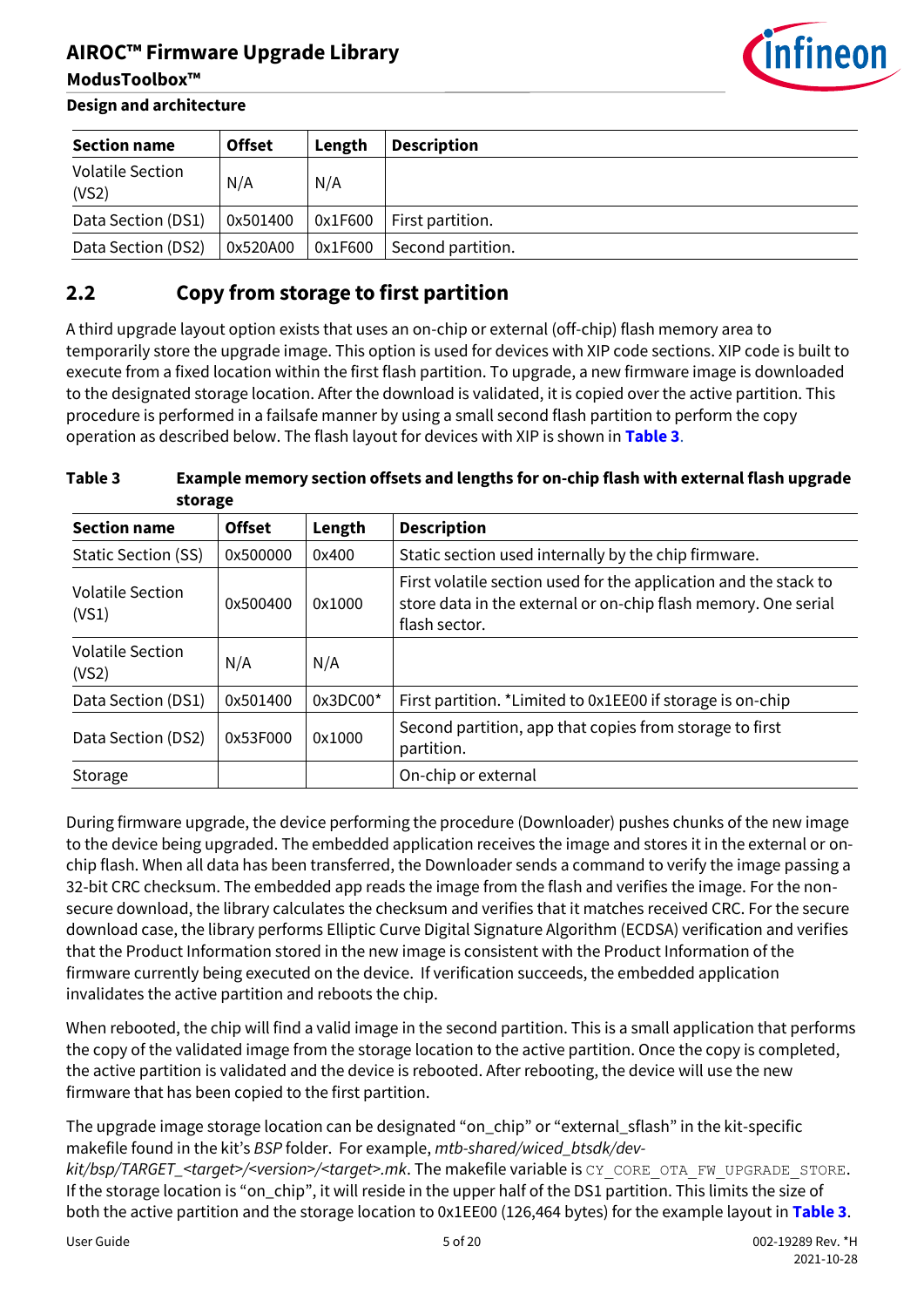| Section name | Offset | Length | Description |
|---|---|---|---|
| Volatile Section (VS2) | N/A | N/A | |
| Data Section (DS1) | 0x501400 | 0x1F600 | First partition. |
| Data Section (DS2) | 0x520A00 | 0x1F600 | Second partition. |

## 2.2 Copy from storage to first partition

A third upgrade layout option exists that uses an on-chip or external (off-chip) flash memory area to temporarily store the upgrade image. This option is used for devices with XIP code sections. XIP code is built to execute from a fixed location within the first flash partition. To upgrade, a new firmware image is downloaded to the designated storage location. After the download is validated, it is copied over the active partition. This procedure is performed in a failsafe manner by using a small second flash partition to perform the copy operation as described below. The flash layout for devices with XIP is shown in **Table 3**.

**Table 3 Example memory section offsets and lengths for on-chip flash with external flash upgrade storage**

| Section name | Offset | Length | Description |
|---|---|---|---|
| Static Section (SS) | 0x500000 | 0x400 | Static section used internally by the chip firmware. |
| Volatile Section (VS1) | 0x500400 | 0x1000 | First volatile section used for the application and the stack to store data in the external or on-chip flash memory. One serial flash sector. |
| Volatile Section (VS2) | N/A | N/A | |
| Data Section (DS1) | 0x501400 | 0x3DC00* | First partition. *Limited to 0x1EE00 if storage is on-chip |
| Data Section (DS2) | 0x53F000 | 0x1000 | Second partition, app that copies from storage to first partition. |
| Storage | | | On-chip or external |

During firmware upgrade, the device performing the procedure (Downloader) pushes chunks of the new image to the device being upgraded. The embedded application receives the image and stores it in the external or on-chip flash. When all data has been transferred, the Downloader sends a command to verify the image passing a 32-bit CRC checksum. The embedded app reads the image from the flash and verifies the image. For the non-secure download, the library calculates the checksum and verifies that it matches received CRC. For the secure download case, the library performs Elliptic Curve Digital Signature Algorithm (ECDSA) verification and verifies that the Product Information stored in the new image is consistent with the Product Information of the firmware currently being executed on the device. If verification succeeds, the embedded application invalidates the active partition and reboots the chip.

When rebooted, the chip will find a valid image in the second partition. This is a small application that performs the copy of the validated image from the storage location to the active partition. Once the copy is completed, the active partition is validated and the device is rebooted. After rebooting, the device will use the new firmware that has been copied to the first partition.

The upgrade image storage location can be designated "on_chip" or "external_sflash" in the kit-specific makefile found in the kit's *BSP* folder. For example, *mtb-shared/wiced_btsdk/dev-kit/bsp/TARGET_<target>/<version>/<target>.mk*. The makefile variable is `CY_CORE_OTA_FW_UPGRADE_STORE`. If the storage location is "on_chip", it will reside in the upper half of the DS1 partition. This limits the size of both the active partition and the storage location to 0x1EE00 (126,464 bytes) for the example layout in **Table 3**.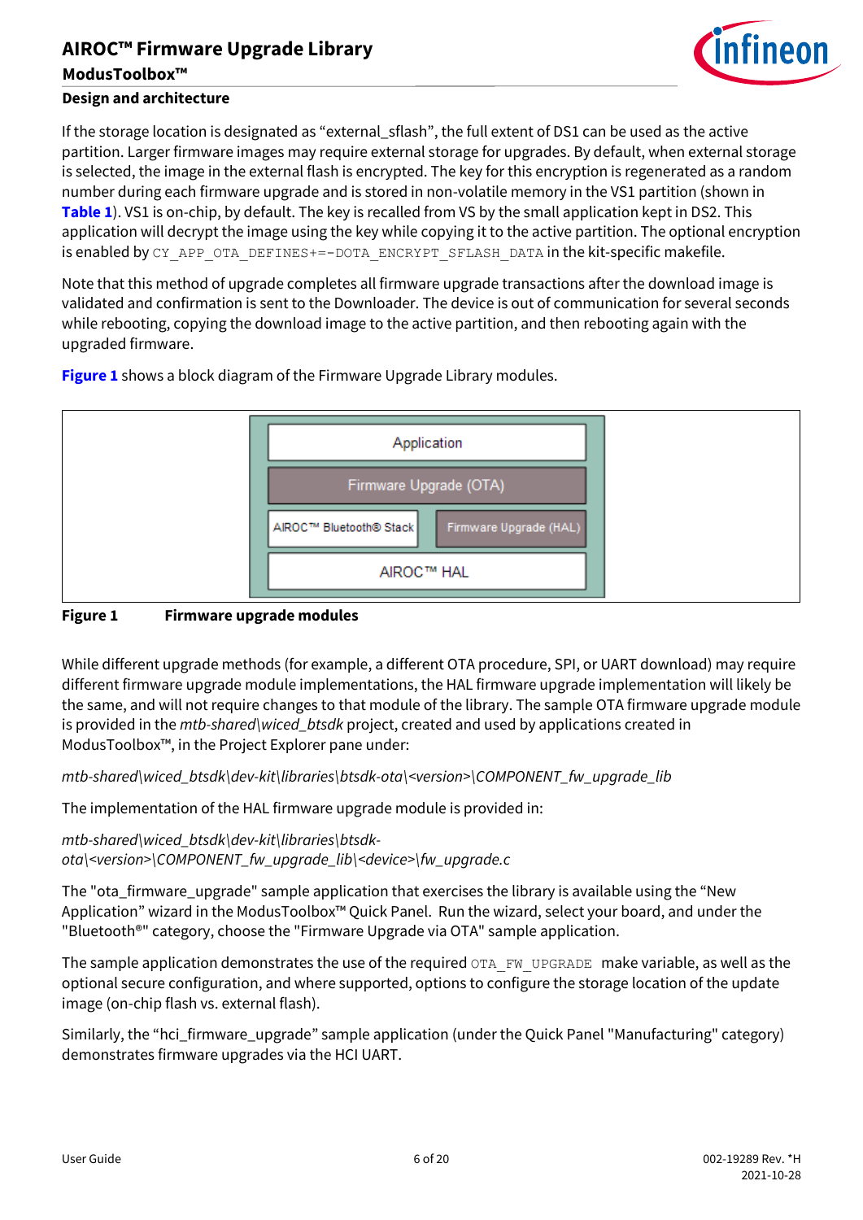If the storage location is designated as "external_sflash", the full extent of DS1 can be used as the active partition. Larger firmware images may require external storage for upgrades. By default, when external storage is selected, the image in the external flash is encrypted. The key for this encryption is regenerated as a random number during each firmware upgrade and is stored in non-volatile memory in the VS1 partition (shown in **Table 1**). VS1 is on-chip, by default. The key is recalled from VS by the small application kept in DS2. This application will decrypt the image using the key while copying it to the active partition. The optional encryption is enabled by `CY_APP_OTA_DEFINES+=-DOTA_ENCRYPT_SFLASH_DATA` in the kit-specific makefile.

Note that this method of upgrade completes all firmware upgrade transactions after the download image is validated and confirmation is sent to the Downloader. The device is out of communication for several seconds while rebooting, copying the download image to the active partition, and then rebooting again with the upgraded firmware.

**Figure 1** shows a block diagram of the Firmware Upgrade Library modules.

| Application | |
|---|---|
| Firmware Upgrade (OTA) | |
| AIROC™ Bluetooth® Stack | Firmware Upgrade (HAL) |
| AIROC™ HAL | |

**Figure 1 Firmware upgrade modules**

While different upgrade methods (for example, a different OTA procedure, SPI, or UART download) may require different firmware upgrade module implementations, the HAL firmware upgrade implementation will likely be the same, and will not require changes to that module of the library. The sample OTA firmware upgrade module is provided in the *mtb-shared\wiced_btsdk* project, created and used by applications created in ModusToolbox™, in the Project Explorer pane under:

*mtb-shared\wiced_btsdk\dev-kit\libraries\btsdk-ota\<version>\COMPONENT_fw_upgrade_lib*

The implementation of the HAL firmware upgrade module is provided in:

*mtb-shared\wiced_btsdk\dev-kit\libraries\btsdk-ota\<version>\COMPONENT_fw_upgrade_lib\<device>\fw_upgrade.c*

The "ota_firmware_upgrade" sample application that exercises the library is available using the "New Application" wizard in the ModusToolbox™ Quick Panel. Run the wizard, select your board, and under the "Bluetooth®" category, choose the "Firmware Upgrade via OTA" sample application.

The sample application demonstrates the use of the required `OTA_FW_UPGRADE` make variable, as well as the optional secure configuration, and where supported, options to configure the storage location of the update image (on-chip flash vs. external flash).

Similarly, the "hci_firmware_upgrade" sample application (under the Quick Panel "Manufacturing" category) demonstrates firmware upgrades via the HCI UART.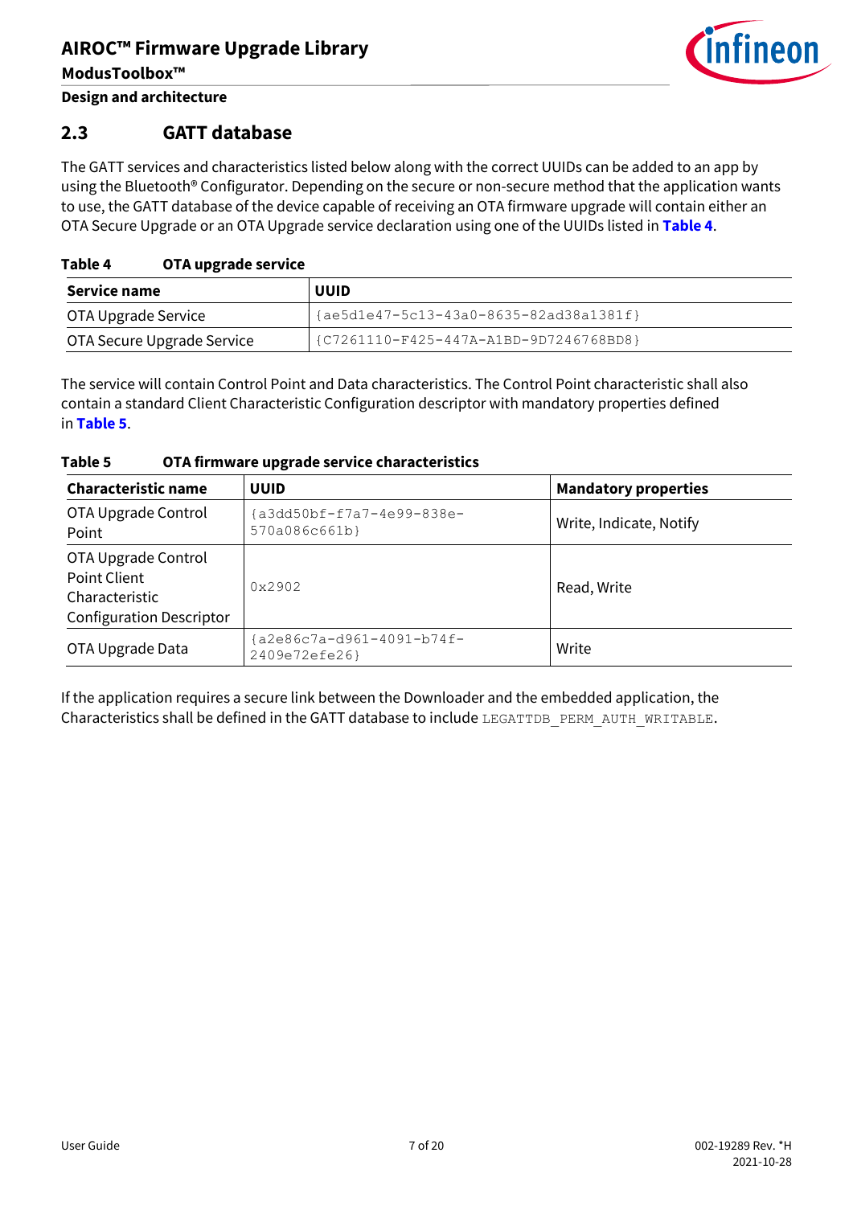## 2.3 GATT database

The GATT services and characteristics listed below along with the correct UUIDs can be added to an app by using the Bluetooth® Configurator. Depending on the secure or non-secure method that the application wants to use, the GATT database of the device capable of receiving an OTA firmware upgrade will contain either an OTA Secure Upgrade or an OTA Upgrade service declaration using one of the UUIDs listed in **Table 4**.

**Table 4 OTA upgrade service**

| Service name | UUID |
|---|---|
| OTA Upgrade Service | `{ae5d1e47-5c13-43a0-8635-82ad38a1381f}` |
| OTA Secure Upgrade Service | `{C7261110-F425-447A-A1BD-9D7246768BD8}` |

The service will contain Control Point and Data characteristics. The Control Point characteristic shall also contain a standard Client Characteristic Configuration descriptor with mandatory properties defined in **Table 5**.

**Table 5 OTA firmware upgrade service characteristics**

| Characteristic name | UUID | Mandatory properties |
|---|---|---|
| OTA Upgrade Control Point | `{a3dd50bf-f7a7-4e99-838e-570a086c661b}` | Write, Indicate, Notify |
| OTA Upgrade Control Point Client Characteristic Configuration Descriptor | `0x2902` | Read, Write |
| OTA Upgrade Data | `{a2e86c7a-d961-4091-b74f-2409e72efe26}` | Write |

If the application requires a secure link between the Downloader and the embedded application, the Characteristics shall be defined in the GATT database to include `LEGATTDB_PERM_AUTH_WRITABLE`.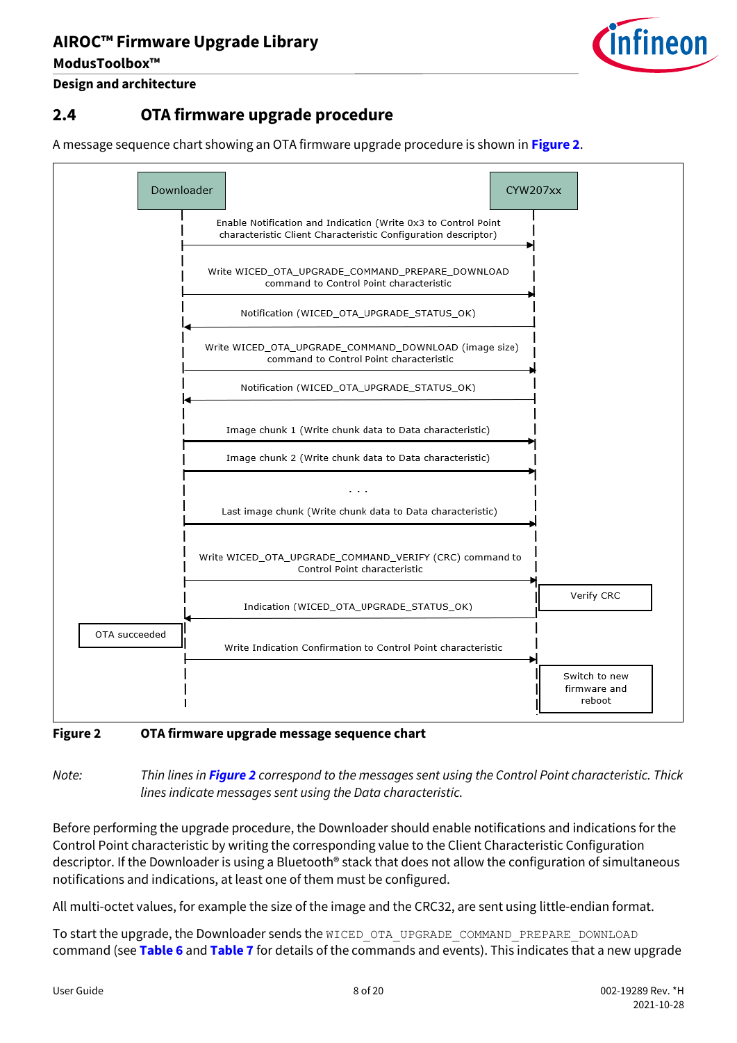## 2.4 OTA firmware upgrade procedure

A message sequence chart showing an OTA firmware upgrade procedure is shown in **Figure 2**.

**Figure 2 OTA firmware upgrade message sequence chart**

*Note: Thin lines in **Figure 2** correspond to the messages sent using the Control Point characteristic. Thick lines indicate messages sent using the Data characteristic.*

Before performing the upgrade procedure, the Downloader should enable notifications and indications for the Control Point characteristic by writing the corresponding value to the Client Characteristic Configuration descriptor. If the Downloader is using a Bluetooth® stack that does not allow the configuration of simultaneous notifications and indications, at least one of them must be configured.

All multi-octet values, for example the size of the image and the CRC32, are sent using little-endian format.

To start the upgrade, the Downloader sends the `WICED_OTA_UPGRADE_COMMAND_PREPARE_DOWNLOAD` command (see **Table 6** and **Table 7** for details of the commands and events). This indicates that a new upgrade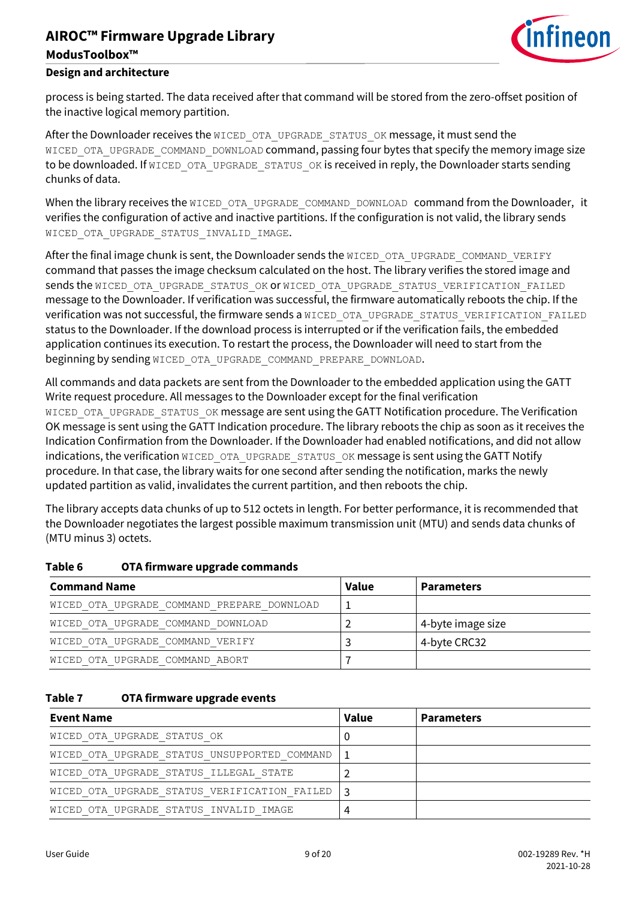process is being started. The data received after that command will be stored from the zero-offset position of the inactive logical memory partition.

After the Downloader receives the `WICED_OTA_UPGRADE_STATUS_OK` message, it must send the `WICED_OTA_UPGRADE_COMMAND_DOWNLOAD` command, passing four bytes that specify the memory image size to be downloaded. If `WICED_OTA_UPGRADE_STATUS_OK` is received in reply, the Downloader starts sending chunks of data.

When the library receives the `WICED_OTA_UPGRADE_COMMAND_DOWNLOAD` command from the Downloader, it verifies the configuration of active and inactive partitions. If the configuration is not valid, the library sends `WICED_OTA_UPGRADE_STATUS_INVALID_IMAGE`.

After the final image chunk is sent, the Downloader sends the `WICED_OTA_UPGRADE_COMMAND_VERIFY` command that passes the image checksum calculated on the host. The library verifies the stored image and sends the `WICED_OTA_UPGRADE_STATUS_OK` or `WICED_OTA_UPGRADE_STATUS_VERIFICATION_FAILED` message to the Downloader. If verification was successful, the firmware automatically reboots the chip. If the verification was not successful, the firmware sends a `WICED_OTA_UPGRADE_STATUS_VERIFICATION_FAILED` status to the Downloader. If the download process is interrupted or if the verification fails, the embedded application continues its execution. To restart the process, the Downloader will need to start from the beginning by sending `WICED_OTA_UPGRADE_COMMAND_PREPARE_DOWNLOAD`.

All commands and data packets are sent from the Downloader to the embedded application using the GATT Write request procedure. All messages to the Downloader except for the final verification `WICED_OTA_UPGRADE_STATUS_OK` message are sent using the GATT Notification procedure. The Verification OK message is sent using the GATT Indication procedure. The library reboots the chip as soon as it receives the Indication Confirmation from the Downloader. If the Downloader had enabled notifications, and did not allow indications, the verification `WICED_OTA_UPGRADE_STATUS_OK` message is sent using the GATT Notify procedure. In that case, the library waits for one second after sending the notification, marks the newly updated partition as valid, invalidates the current partition, and then reboots the chip.

The library accepts data chunks of up to 512 octets in length. For better performance, it is recommended that the Downloader negotiates the largest possible maximum transmission unit (MTU) and sends data chunks of (MTU minus 3) octets.

**Table 6 OTA firmware upgrade commands**

| Command Name | Value | Parameters |
|---|---|---|
| `WICED_OTA_UPGRADE_COMMAND_PREPARE_DOWNLOAD` | 1 | |
| `WICED_OTA_UPGRADE_COMMAND_DOWNLOAD` | 2 | 4-byte image size |
| `WICED_OTA_UPGRADE_COMMAND_VERIFY` | 3 | 4-byte CRC32 |
| `WICED_OTA_UPGRADE_COMMAND_ABORT` | 7 | |

**Table 7 OTA firmware upgrade events**

| Event Name | Value | Parameters |
|---|---|---|
| `WICED_OTA_UPGRADE_STATUS_OK` | 0 | |
| `WICED_OTA_UPGRADE_STATUS_UNSUPPORTED_COMMAND` | 1 | |
| `WICED_OTA_UPGRADE_STATUS_ILLEGAL_STATE` | 2 | |
| `WICED_OTA_UPGRADE_STATUS_VERIFICATION_FAILED` | 3 | |
| `WICED_OTA_UPGRADE_STATUS_INVALID_IMAGE` | 4 | |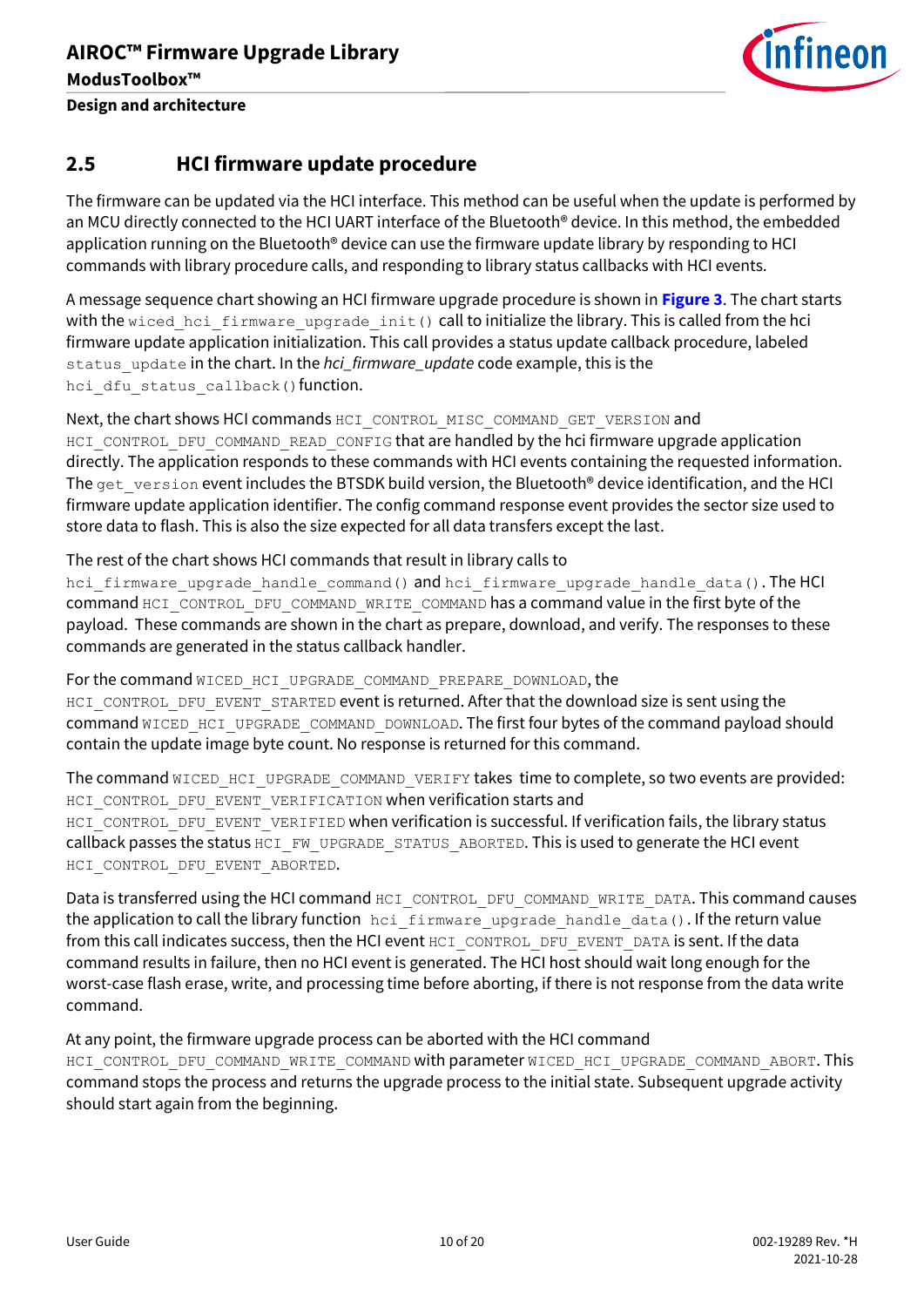## 2.5 HCI firmware update procedure

The firmware can be updated via the HCI interface. This method can be useful when the update is performed by an MCU directly connected to the HCI UART interface of the Bluetooth® device. In this method, the embedded application running on the Bluetooth® device can use the firmware update library by responding to HCI commands with library procedure calls, and responding to library status callbacks with HCI events.

A message sequence chart showing an HCI firmware upgrade procedure is shown in **Figure 3**. The chart starts with the `wiced_hci_firmware_upgrade_init()` call to initialize the library. This is called from the hci firmware update application initialization. This call provides a status update callback procedure, labeled `status_update` in the chart. In the *hci_firmware_update* code example, this is the `hci_dfu_status_callback()` function.

Next, the chart shows HCI commands `HCI_CONTROL_MISC_COMMAND_GET_VERSION` and `HCI_CONTROL_DFU_COMMAND_READ_CONFIG` that are handled by the hci firmware upgrade application directly. The application responds to these commands with HCI events containing the requested information. The `get_version` event includes the BTSDK build version, the Bluetooth® device identification, and the HCI firmware update application identifier. The config command response event provides the sector size used to store data to flash. This is also the size expected for all data transfers except the last.

The rest of the chart shows HCI commands that result in library calls to `hci_firmware_upgrade_handle_command()` and `hci_firmware_upgrade_handle_data()`. The HCI command `HCI_CONTROL_DFU_COMMAND_WRITE_COMMAND` has a command value in the first byte of the payload. These commands are shown in the chart as prepare, download, and verify. The responses to these commands are generated in the status callback handler.

For the command `WICED_HCI_UPGRADE_COMMAND_PREPARE_DOWNLOAD`, the `HCI_CONTROL_DFU_EVENT_STARTED` event is returned. After that the download size is sent using the command `WICED_HCI_UPGRADE_COMMAND_DOWNLOAD`. The first four bytes of the command payload should contain the update image byte count. No response is returned for this command.

The command `WICED_HCI_UPGRADE_COMMAND_VERIFY` takes time to complete, so two events are provided: `HCI_CONTROL_DFU_EVENT_VERIFICATION` when verification starts and `HCI_CONTROL_DFU_EVENT_VERIFIED` when verification is successful. If verification fails, the library status callback passes the status `HCI_FW_UPGRADE_STATUS_ABORTED`. This is used to generate the HCI event `HCI_CONTROL_DFU_EVENT_ABORTED`.

Data is transferred using the HCI command `HCI_CONTROL_DFU_COMMAND_WRITE_DATA`. This command causes the application to call the library function `hci_firmware_upgrade_handle_data()`. If the return value from this call indicates success, then the HCI event `HCI_CONTROL_DFU_EVENT_DATA` is sent. If the data command results in failure, then no HCI event is generated. The HCI host should wait long enough for the worst-case flash erase, write, and processing time before aborting, if there is not response from the data write command.

At any point, the firmware upgrade process can be aborted with the HCI command `HCI_CONTROL_DFU_COMMAND_WRITE_COMMAND` with parameter `WICED_HCI_UPGRADE_COMMAND_ABORT`. This command stops the process and returns the upgrade process to the initial state. Subsequent upgrade activity should start again from the beginning.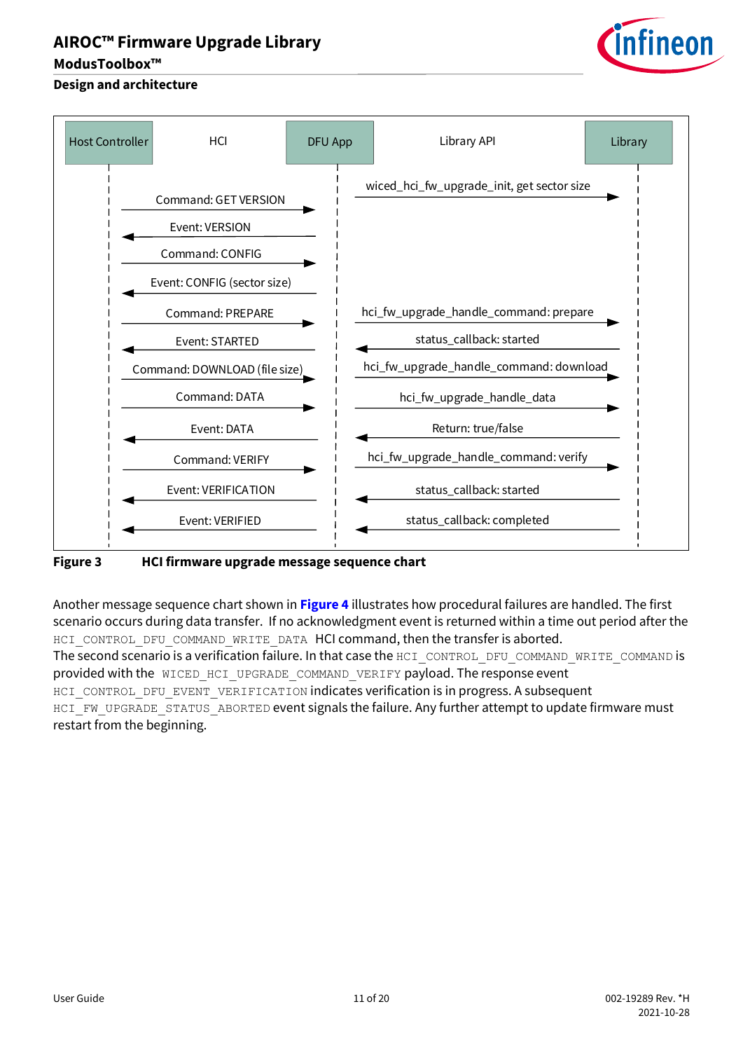| Host Controller → / ← DFU App (HCI) | DFU App → / ← Library (Library API) |
| --- | --- |
| | wiced_hci_fw_upgrade_init, get sector size → |
| Command: GET VERSION → | |
| ← Event: VERSION | |
| Command: CONFIG → | |
| ← Event: CONFIG (sector size) | |
| Command: PREPARE → | hci_fw_upgrade_handle_command: prepare → |
| ← Event: STARTED | ← status_callback: started |
| Command: DOWNLOAD (file size) → | hci_fw_upgrade_handle_command: download → |
| Command: DATA → | hci_fw_upgrade_handle_data → |
| ← Event: DATA | ← Return: true/false |
| Command: VERIFY → | hci_fw_upgrade_handle_command: verify → |
| ← Event: VERIFICATION | ← status_callback: started |
| ← Event: VERIFIED | ← status_callback: completed |

**Figure 3 HCI firmware upgrade message sequence chart**

Another message sequence chart shown in **Figure 4** illustrates how procedural failures are handled. The first scenario occurs during data transfer. If no acknowledgment event is returned within a time out period after the `HCI_CONTROL_DFU_COMMAND_WRITE_DATA` HCI command, then the transfer is aborted.

The second scenario is a verification failure. In that case the `HCI_CONTROL_DFU_COMMAND_WRITE_COMMAND` is provided with the `WICED_HCI_UPGRADE_COMMAND_VERIFY` payload. The response event `HCI_CONTROL_DFU_EVENT_VERIFICATION` indicates verification is in progress. A subsequent `HCI_FW_UPGRADE_STATUS_ABORTED` event signals the failure. Any further attempt to update firmware must restart from the beginning.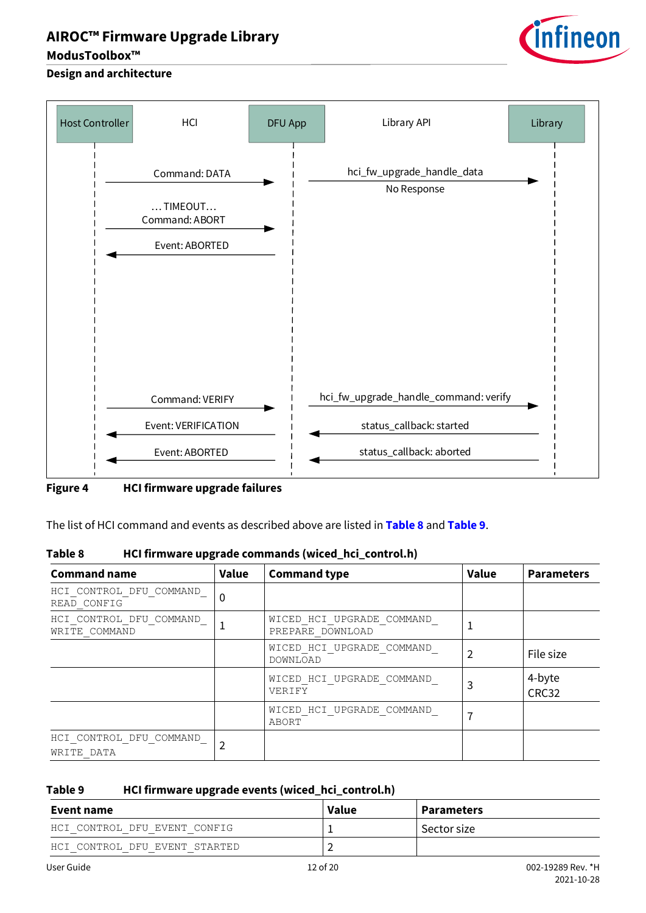Host Controller | HCI | DFU App | Library API | Library

Command: DATA → hci_fw_upgrade_handle_data → No Response

… TIMEOUT…
Command: ABORT →

← Event: ABORTED

Command: VERIFY → hci_fw_upgrade_handle_command: verify →

← Event: VERIFICATION ← status_callback: started

← Event: ABORTED ← status_callback: aborted

**Figure 4 HCI firmware upgrade failures**

The list of HCI command and events as described above are listed in **Table 8** and **Table 9**.

**Table 8 HCI firmware upgrade commands (wiced_hci_control.h)**

| Command name | Value | Command type | Value | Parameters |
|---|---|---|---|---|
| HCI_CONTROL_DFU_COMMAND_READ_CONFIG | 0 | | | |
| HCI_CONTROL_DFU_COMMAND_WRITE_COMMAND | 1 | WICED_HCI_UPGRADE_COMMAND_PREPARE_DOWNLOAD | 1 | |
| | | WICED_HCI_UPGRADE_COMMAND_DOWNLOAD | 2 | File size |
| | | WICED_HCI_UPGRADE_COMMAND_VERIFY | 3 | 4-byte CRC32 |
| | | WICED_HCI_UPGRADE_COMMAND_ABORT | 7 | |
| HCI_CONTROL_DFU_COMMAND_WRITE_DATA | 2 | | | |

**Table 9 HCI firmware upgrade events (wiced_hci_control.h)**

| Event name | Value | Parameters |
|---|---|---|
| HCI_CONTROL_DFU_EVENT_CONFIG | 1 | Sector size |
| HCI_CONTROL_DFU_EVENT_STARTED | 2 | |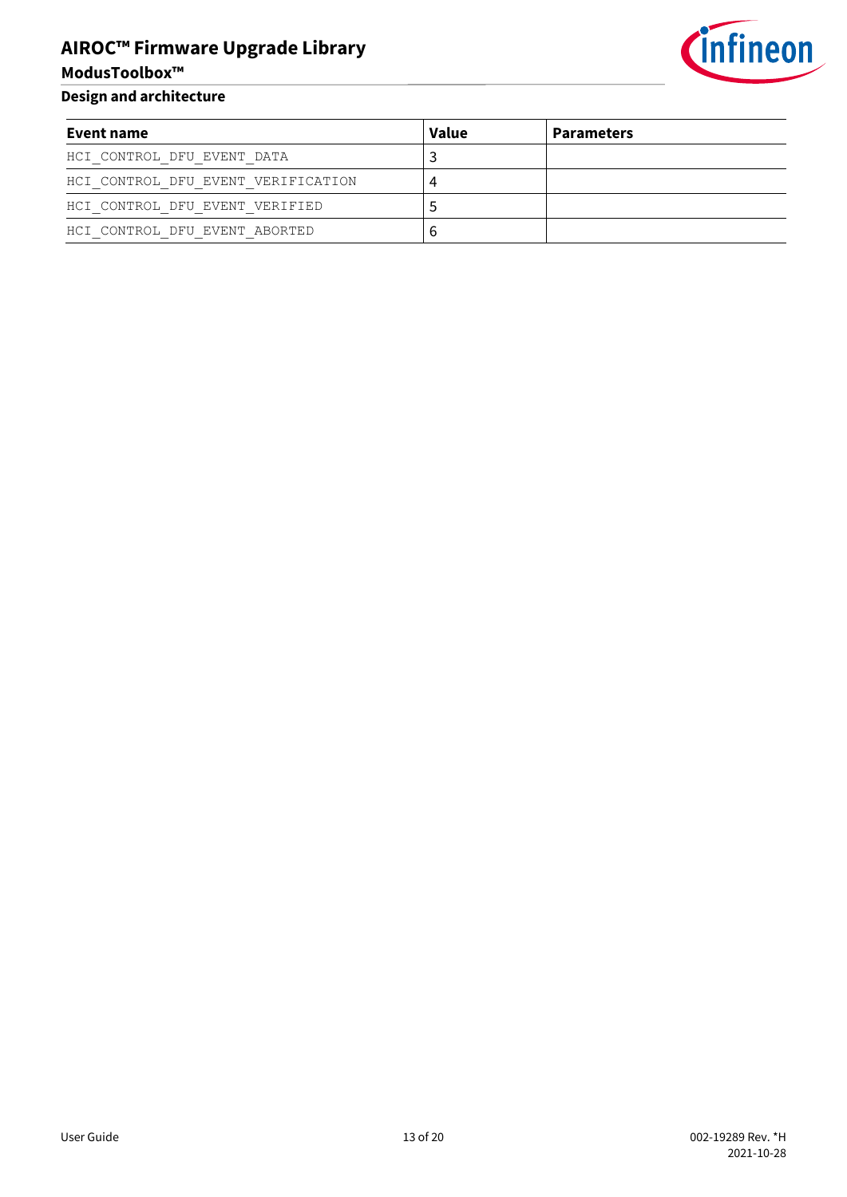| Event name | Value | Parameters |
|---|---|---|
| HCI_CONTROL_DFU_EVENT_DATA | 3 | |
| HCI_CONTROL_DFU_EVENT_VERIFICATION | 4 | |
| HCI_CONTROL_DFU_EVENT_VERIFIED | 5 | |
| HCI_CONTROL_DFU_EVENT_ABORTED | 6 | |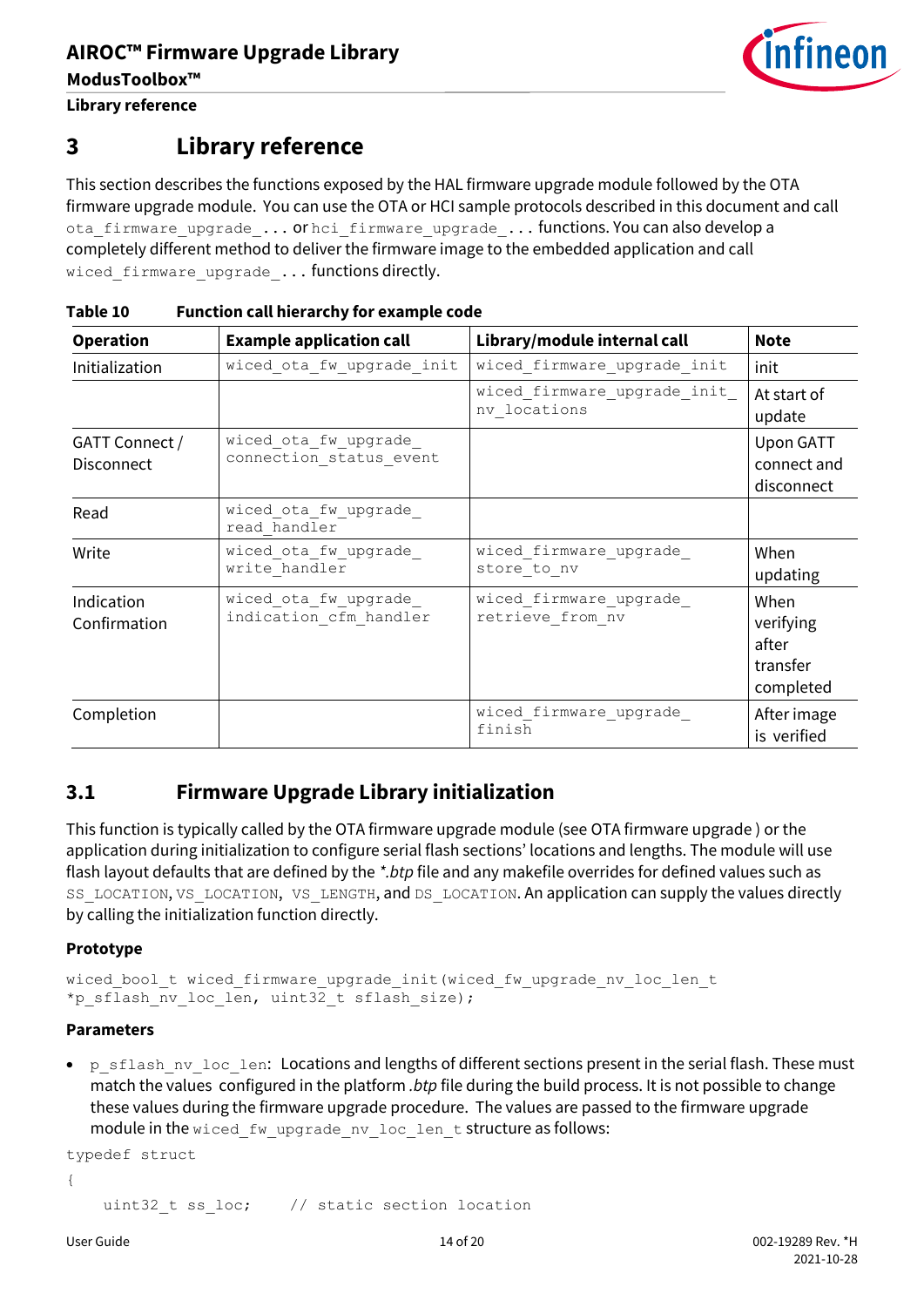# 3 Library reference

This section describes the functions exposed by the HAL firmware upgrade module followed by the OTA firmware upgrade module. You can use the OTA or HCI sample protocols described in this document and call `ota_firmware_upgrade_...` or `hci_firmware_upgrade_...` functions. You can also develop a completely different method to deliver the firmware image to the embedded application and call `wiced_firmware_upgrade_...` functions directly.

**Table 10 Function call hierarchy for example code**

| Operation | Example application call | Library/module internal call | Note |
|---|---|---|---|
| Initialization | `wiced_ota_fw_upgrade_init` | `wiced_firmware_upgrade_init` | init |
| | | `wiced_firmware_upgrade_init_nv_locations` | At start of update |
| GATT Connect / Disconnect | `wiced_ota_fw_upgrade_connection_status_event` | | Upon GATT connect and disconnect |
| Read | `wiced_ota_fw_upgrade_read_handler` | | |
| Write | `wiced_ota_fw_upgrade_write_handler` | `wiced_firmware_upgrade_store_to_nv` | When updating |
| Indication Confirmation | `wiced_ota_fw_upgrade_indication_cfm_handler` | `wiced_firmware_upgrade_retrieve_from_nv` | When verifying after transfer completed |
| Completion | | `wiced_firmware_upgrade_finish` | After image is verified |

## 3.1 Firmware Upgrade Library initialization

This function is typically called by the OTA firmware upgrade module (see OTA firmware upgrade ) or the application during initialization to configure serial flash sections' locations and lengths. The module will use flash layout defaults that are defined by the *\*.btp* file and any makefile overrides for defined values such as `SS_LOCATION`, `VS_LOCATION`, `VS_LENGTH`, and `DS_LOCATION`. An application can supply the values directly by calling the initialization function directly.

### Prototype

```
wiced_bool_t wiced_firmware_upgrade_init(wiced_fw_upgrade_nv_loc_len_t
*p_sflash_nv_loc_len, uint32_t sflash_size);
```

### Parameters

- `p_sflash_nv_loc_len`: Locations and lengths of different sections present in the serial flash. These must match the values configured in the platform *.btp* file during the build process. It is not possible to change these values during the firmware upgrade procedure. The values are passed to the firmware upgrade module in the `wiced_fw_upgrade_nv_loc_len_t` structure as follows:

```
typedef struct
{
    uint32_t ss_loc;     // static section location
```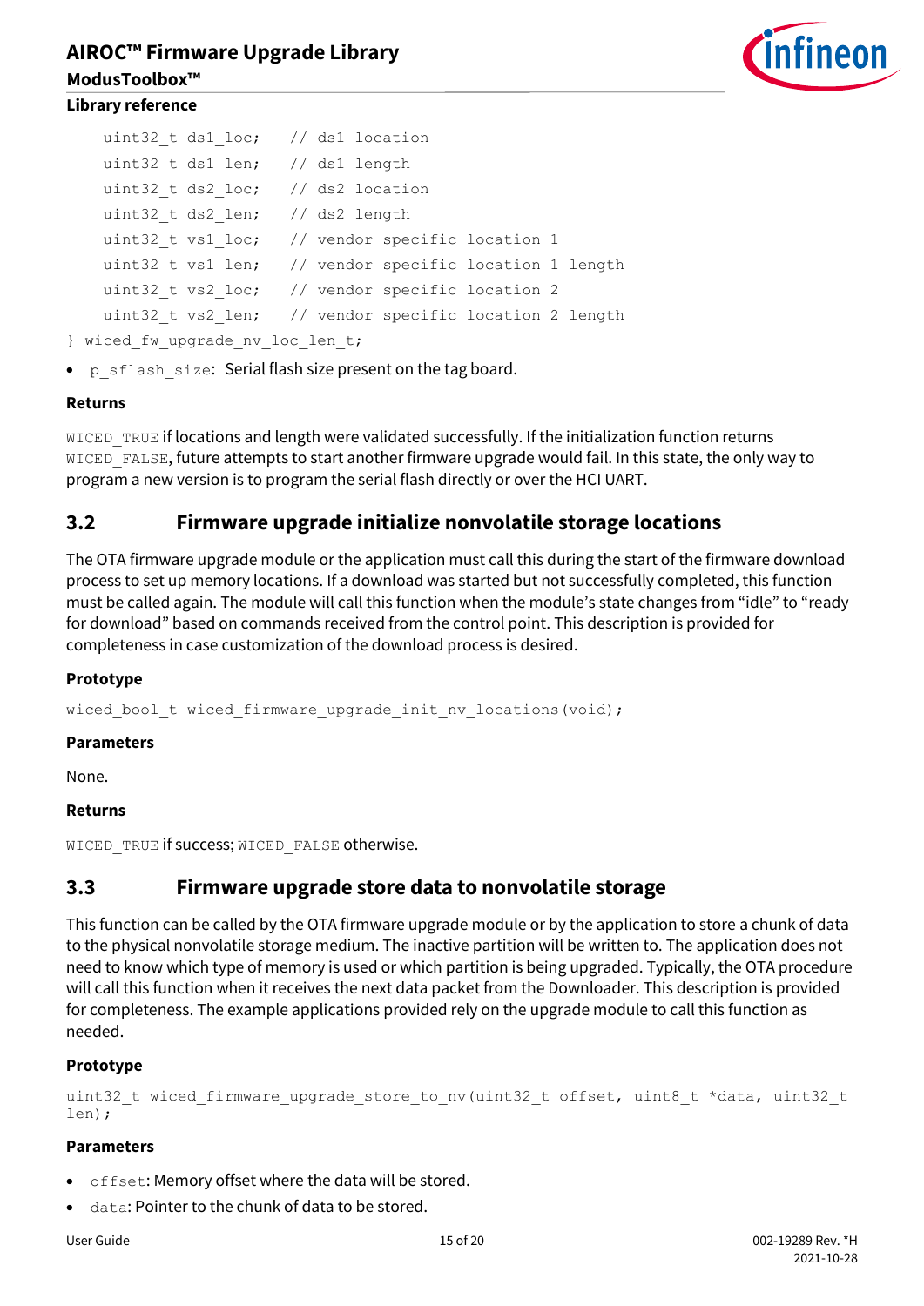```
    uint32_t ds1_loc;   // ds1 location
    uint32_t ds1_len;   // ds1 length
    uint32_t ds2_loc;   // ds2 location
    uint32_t ds2_len;   // ds2 length
    uint32_t vs1_loc;   // vendor specific location 1
    uint32_t vs1_len;   // vendor specific location 1 length
    uint32_t vs2_loc;   // vendor specific location 2
    uint32_t vs2_len;   // vendor specific location 2 length
} wiced_fw_upgrade_nv_loc_len_t;
```

- `p_sflash_size`: Serial flash size present on the tag board.

**Returns**

`WICED_TRUE` if locations and length were validated successfully. If the initialization function returns `WICED_FALSE`, future attempts to start another firmware upgrade would fail. In this state, the only way to program a new version is to program the serial flash directly or over the HCI UART.

## 3.2 Firmware upgrade initialize nonvolatile storage locations

The OTA firmware upgrade module or the application must call this during the start of the firmware download process to set up memory locations. If a download was started but not successfully completed, this function must be called again. The module will call this function when the module's state changes from "idle" to "ready for download" based on commands received from the control point. This description is provided for completeness in case customization of the download process is desired.

**Prototype**

```
wiced_bool_t wiced_firmware_upgrade_init_nv_locations(void);
```

**Parameters**

None.

**Returns**

`WICED_TRUE` if success; `WICED_FALSE` otherwise.

## 3.3 Firmware upgrade store data to nonvolatile storage

This function can be called by the OTA firmware upgrade module or by the application to store a chunk of data to the physical nonvolatile storage medium. The inactive partition will be written to. The application does not need to know which type of memory is used or which partition is being upgraded. Typically, the OTA procedure will call this function when it receives the next data packet from the Downloader. This description is provided for completeness. The example applications provided rely on the upgrade module to call this function as needed.

**Prototype**

```
uint32_t wiced_firmware_upgrade_store_to_nv(uint32_t offset, uint8_t *data, uint32_t len);
```

**Parameters**

- `offset`: Memory offset where the data will be stored.
- `data`: Pointer to the chunk of data to be stored.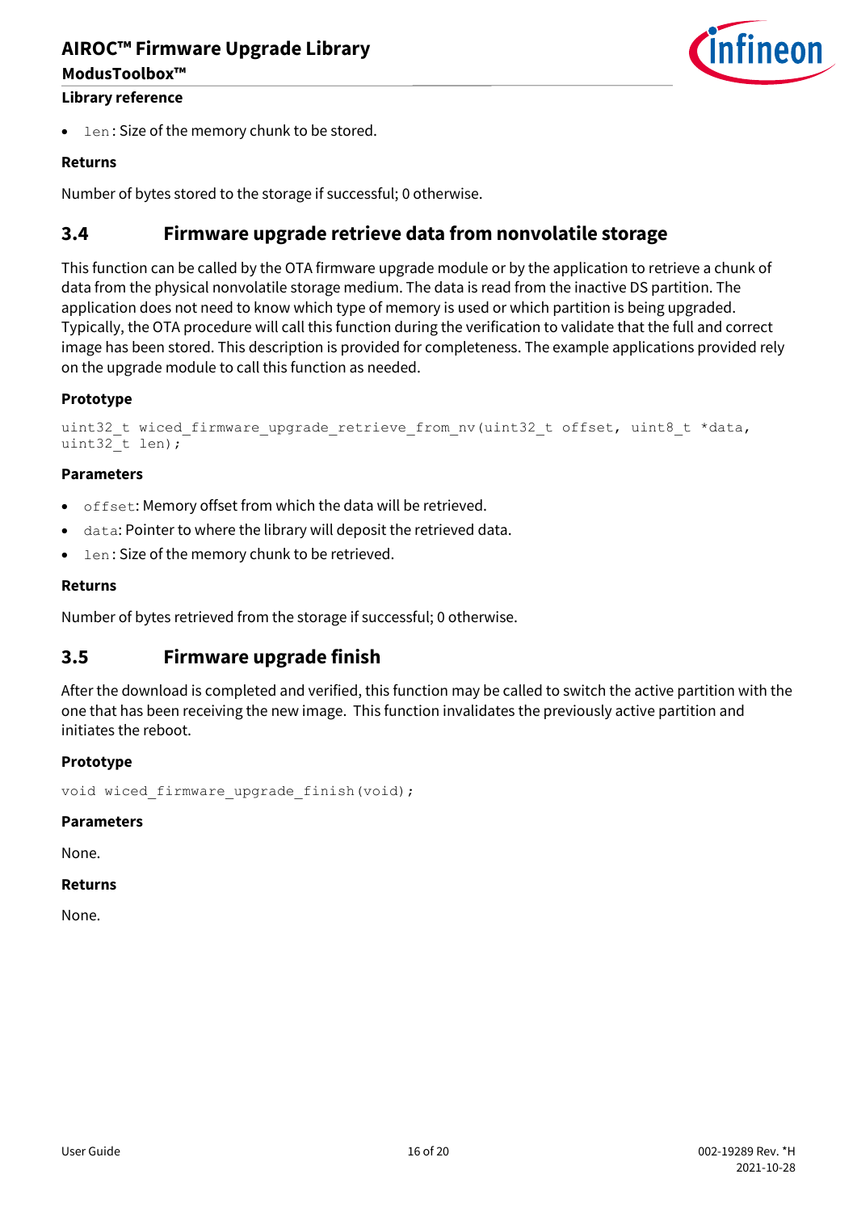- `len`: Size of the memory chunk to be stored.

**Returns**

Number of bytes stored to the storage if successful; 0 otherwise.

## 3.4 Firmware upgrade retrieve data from nonvolatile storage

This function can be called by the OTA firmware upgrade module or by the application to retrieve a chunk of data from the physical nonvolatile storage medium. The data is read from the inactive DS partition. The application does not need to know which type of memory is used or which partition is being upgraded. Typically, the OTA procedure will call this function during the verification to validate that the full and correct image has been stored. This description is provided for completeness. The example applications provided rely on the upgrade module to call this function as needed.

**Prototype**

```
uint32_t wiced_firmware_upgrade_retrieve_from_nv(uint32_t offset, uint8_t *data,
uint32_t len);
```

**Parameters**

- `offset`: Memory offset from which the data will be retrieved.
- `data`: Pointer to where the library will deposit the retrieved data.
- `len`: Size of the memory chunk to be retrieved.

**Returns**

Number of bytes retrieved from the storage if successful; 0 otherwise.

## 3.5 Firmware upgrade finish

After the download is completed and verified, this function may be called to switch the active partition with the one that has been receiving the new image. This function invalidates the previously active partition and initiates the reboot.

**Prototype**

```
void wiced_firmware_upgrade_finish(void);
```

**Parameters**

None.

**Returns**

None.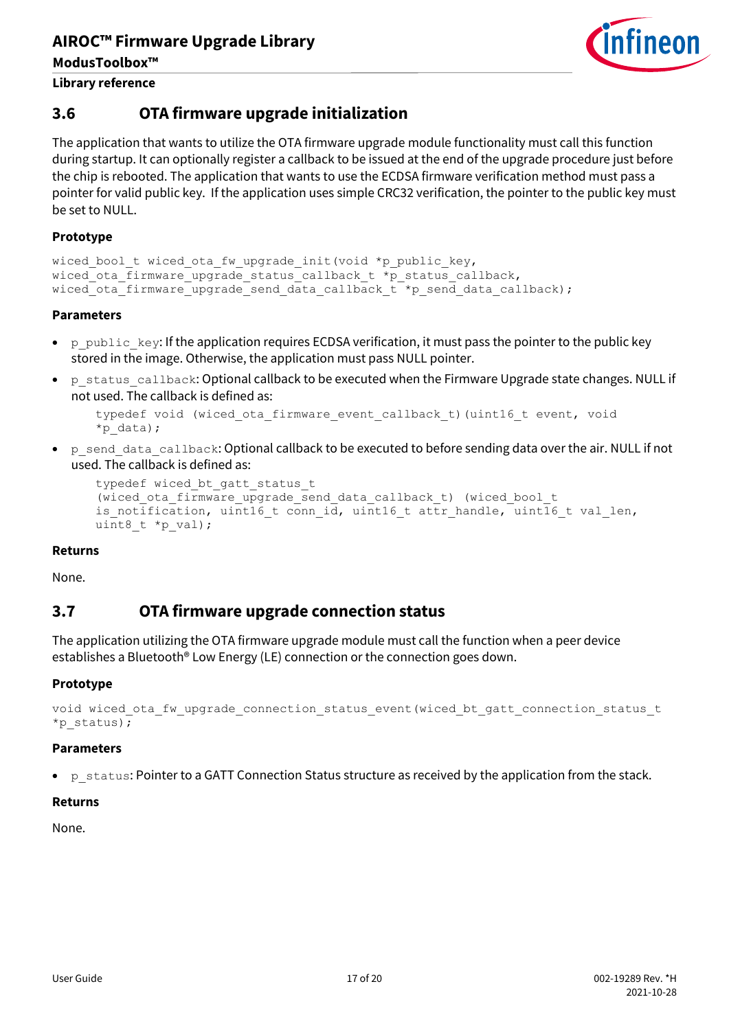## 3.6 OTA firmware upgrade initialization

The application that wants to utilize the OTA firmware upgrade module functionality must call this function during startup. It can optionally register a callback to be issued at the end of the upgrade procedure just before the chip is rebooted. The application that wants to use the ECDSA firmware verification method must pass a pointer for valid public key. If the application uses simple CRC32 verification, the pointer to the public key must be set to NULL.

**Prototype**

```
wiced_bool_t wiced_ota_fw_upgrade_init(void *p_public_key,
wiced_ota_firmware_upgrade_status_callback_t *p_status_callback,
wiced_ota_firmware_upgrade_send_data_callback_t *p_send_data_callback);
```

**Parameters**

- `p_public_key`: If the application requires ECDSA verification, it must pass the pointer to the public key stored in the image. Otherwise, the application must pass NULL pointer.
- `p_status_callback`: Optional callback to be executed when the Firmware Upgrade state changes. NULL if not used. The callback is defined as:

  ```
  typedef void (wiced_ota_firmware_event_callback_t)(uint16_t event, void
  *p_data);
  ```

- `p_send_data_callback`: Optional callback to be executed to before sending data over the air. NULL if not used. The callback is defined as:

  ```
  typedef wiced_bt_gatt_status_t
  (wiced_ota_firmware_upgrade_send_data_callback_t) (wiced_bool_t
  is_notification, uint16_t conn_id, uint16_t attr_handle, uint16_t val_len,
  uint8_t *p_val);
  ```

**Returns**

None.

## 3.7 OTA firmware upgrade connection status

The application utilizing the OTA firmware upgrade module must call the function when a peer device establishes a Bluetooth® Low Energy (LE) connection or the connection goes down.

**Prototype**

```
void wiced_ota_fw_upgrade_connection_status_event(wiced_bt_gatt_connection_status_t
*p_status);
```

**Parameters**

- `p_status`: Pointer to a GATT Connection Status structure as received by the application from the stack.

**Returns**

None.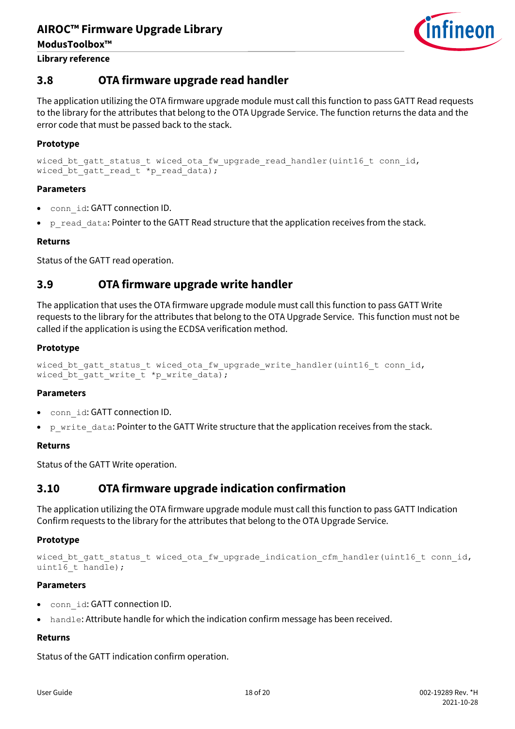## 3.8 OTA firmware upgrade read handler

The application utilizing the OTA firmware upgrade module must call this function to pass GATT Read requests to the library for the attributes that belong to the OTA Upgrade Service. The function returns the data and the error code that must be passed back to the stack.

**Prototype**

```
wiced_bt_gatt_status_t wiced_ota_fw_upgrade_read_handler(uint16_t conn_id,
wiced_bt_gatt_read_t *p_read_data);
```

**Parameters**

- `conn_id`: GATT connection ID.
- `p_read_data`: Pointer to the GATT Read structure that the application receives from the stack.

**Returns**

Status of the GATT read operation.

## 3.9 OTA firmware upgrade write handler

The application that uses the OTA firmware upgrade module must call this function to pass GATT Write requests to the library for the attributes that belong to the OTA Upgrade Service. This function must not be called if the application is using the ECDSA verification method.

**Prototype**

```
wiced_bt_gatt_status_t wiced_ota_fw_upgrade_write_handler(uint16_t conn_id,
wiced_bt_gatt_write_t *p_write_data);
```

**Parameters**

- `conn_id`: GATT connection ID.
- `p_write_data`: Pointer to the GATT Write structure that the application receives from the stack.

**Returns**

Status of the GATT Write operation.

## 3.10 OTA firmware upgrade indication confirmation

The application utilizing the OTA firmware upgrade module must call this function to pass GATT Indication Confirm requests to the library for the attributes that belong to the OTA Upgrade Service.

**Prototype**

```
wiced_bt_gatt_status_t wiced_ota_fw_upgrade_indication_cfm_handler(uint16_t conn_id,
uint16_t handle);
```

**Parameters**

- `conn_id`: GATT connection ID.
- `handle`: Attribute handle for which the indication confirm message has been received.

**Returns**

Status of the GATT indication confirm operation.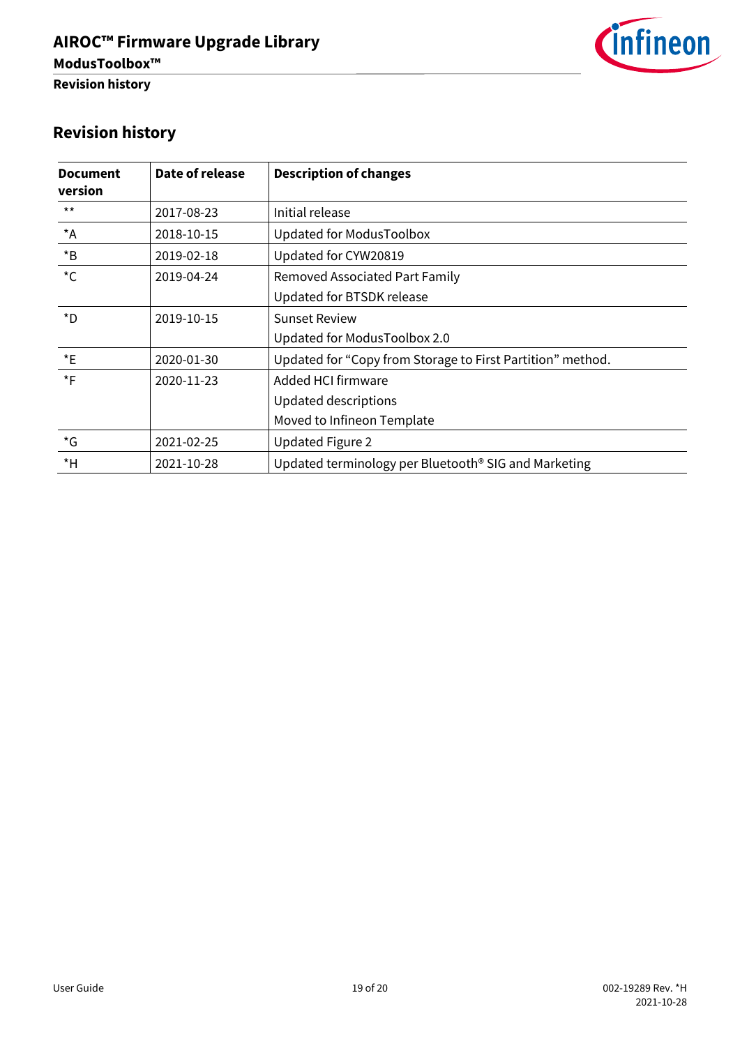## Revision history

| Document version | Date of release | Description of changes |
|---|---|---|
| ** | 2017-08-23 | Initial release |
| *A | 2018-10-15 | Updated for ModusToolbox |
| *B | 2019-02-18 | Updated for CYW20819 |
| *C | 2019-04-24 | Removed Associated Part Family<br>Updated for BTSDK release |
| *D | 2019-10-15 | Sunset Review<br>Updated for ModusToolbox 2.0 |
| *E | 2020-01-30 | Updated for "Copy from Storage to First Partition" method. |
| *F | 2020-11-23 | Added HCI firmware<br>Updated descriptions<br>Moved to Infineon Template |
| *G | 2021-02-25 | Updated Figure 2 |
| *H | 2021-10-28 | Updated terminology per Bluetooth® SIG and Marketing |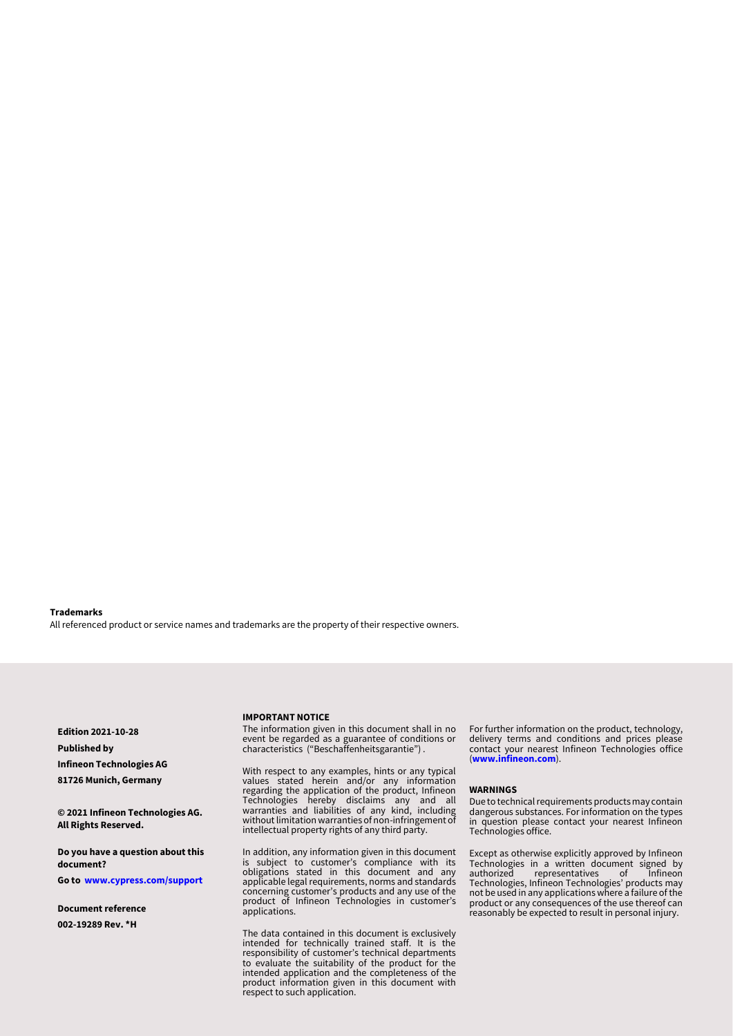**Trademarks**

All referenced product or service names and trademarks are the property of their respective owners.

**Edition 2021-10-28**

**Published by**

**Infineon Technologies AG**

**81726 Munich, Germany**

**© 2021 Infineon Technologies AG.**
**All Rights Reserved.**

**Do you have a question about this document?**

**Go to www.cypress.com/support**

**Document reference**

**002-19289 Rev. *H**

**IMPORTANT NOTICE**

The information given in this document shall in no event be regarded as a guarantee of conditions or characteristics ("Beschaffenheitsgarantie").

With respect to any examples, hints or any typical values stated herein and/or any information regarding the application of the product, Infineon Technologies hereby disclaims any and all warranties and liabilities of any kind, including without limitation warranties of non-infringement of intellectual property rights of any third party.

In addition, any information given in this document is subject to customer's compliance with its obligations stated in this document and any applicable legal requirements, norms and standards concerning customer's products and any use of the product of Infineon Technologies in customer's applications.

The data contained in this document is exclusively intended for technically trained staff. It is the responsibility of customer's technical departments to evaluate the suitability of the product for the intended application and the completeness of the product information given in this document with respect to such application.

For further information on the product, technology, delivery terms and conditions and prices please contact your nearest Infineon Technologies office (**www.infineon.com**).

**WARNINGS**

Due to technical requirements products may contain dangerous substances. For information on the types in question please contact your nearest Infineon Technologies office.

Except as otherwise explicitly approved by Infineon Technologies in a written document signed by authorized representatives of Infineon Technologies, Infineon Technologies' products may not be used in any applications where a failure of the product or any consequences of the use thereof can reasonably be expected to result in personal injury.